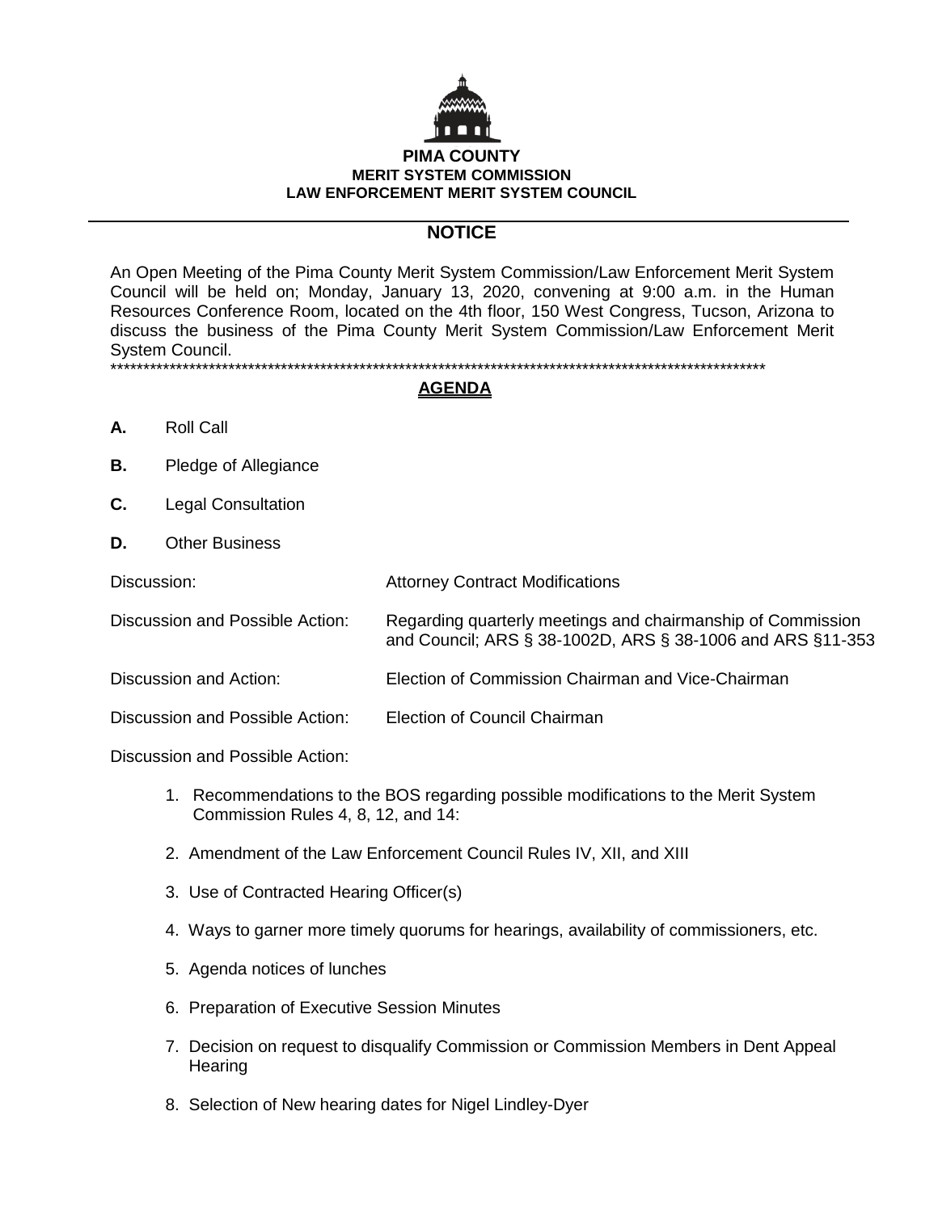**PIMA COUNTY**
**MERIT SYSTEM COMMISSION**
**LAW ENFORCEMENT MERIT SYSTEM COUNCIL**

## NOTICE

An Open Meeting of the Pima County Merit System Commission/Law Enforcement Merit System Council will be held on; Monday, January 13, 2020, convening at 9:00 a.m. in the Human Resources Conference Room, located on the 4th floor, 150 West Congress, Tucson, Arizona to discuss the business of the Pima County Merit System Commission/Law Enforcement Merit System Council.

****************************************************************************************************

## AGENDA

**A.** Roll Call

**B.** Pledge of Allegiance

**C.** Legal Consultation

**D.** Other Business

Discussion: Attorney Contract Modifications

Discussion and Possible Action: Regarding quarterly meetings and chairmanship of Commission and Council; ARS § 38-1002D, ARS § 38-1006 and ARS §11-353

Discussion and Action: Election of Commission Chairman and Vice-Chairman

Discussion and Possible Action: Election of Council Chairman

Discussion and Possible Action:

1. Recommendations to the BOS regarding possible modifications to the Merit System Commission Rules 4, 8, 12, and 14:
2. Amendment of the Law Enforcement Council Rules IV, XII, and XIII
3. Use of Contracted Hearing Officer(s)
4. Ways to garner more timely quorums for hearings, availability of commissioners, etc.
5. Agenda notices of lunches
6. Preparation of Executive Session Minutes
7. Decision on request to disqualify Commission or Commission Members in Dent Appeal Hearing
8. Selection of New hearing dates for Nigel Lindley-Dyer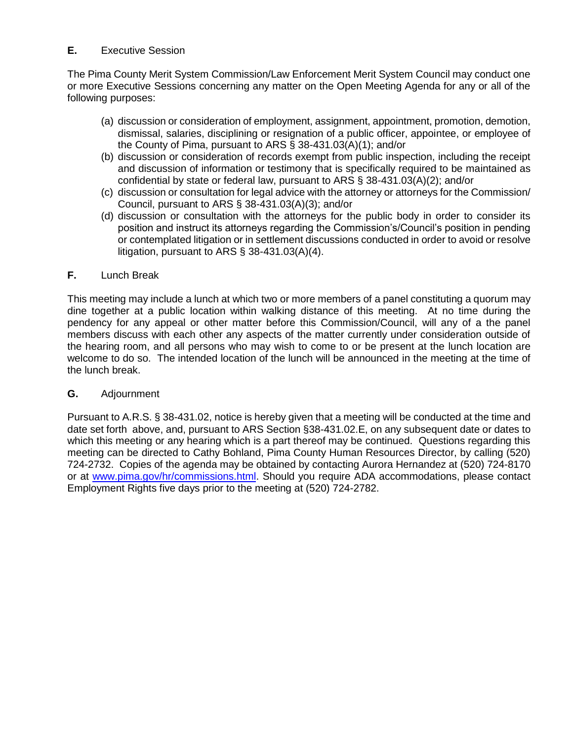**E.** Executive Session

The Pima County Merit System Commission/Law Enforcement Merit System Council may conduct one or more Executive Sessions concerning any matter on the Open Meeting Agenda for any or all of the following purposes:

(a) discussion or consideration of employment, assignment, appointment, promotion, demotion, dismissal, salaries, disciplining or resignation of a public officer, appointee, or employee of the County of Pima, pursuant to ARS § 38-431.03(A)(1); and/or

(b) discussion or consideration of records exempt from public inspection, including the receipt and discussion of information or testimony that is specifically required to be maintained as confidential by state or federal law, pursuant to ARS § 38-431.03(A)(2); and/or

(c) discussion or consultation for legal advice with the attorney or attorneys for the Commission/ Council, pursuant to ARS § 38-431.03(A)(3); and/or

(d) discussion or consultation with the attorneys for the public body in order to consider its position and instruct its attorneys regarding the Commission's/Council's position in pending or contemplated litigation or in settlement discussions conducted in order to avoid or resolve litigation, pursuant to ARS § 38-431.03(A)(4).

**F.** Lunch Break

This meeting may include a lunch at which two or more members of a panel constituting a quorum may dine together at a public location within walking distance of this meeting. At no time during the pendency for any appeal or other matter before this Commission/Council, will any of a the panel members discuss with each other any aspects of the matter currently under consideration outside of the hearing room, and all persons who may wish to come to or be present at the lunch location are welcome to do so. The intended location of the lunch will be announced in the meeting at the time of the lunch break.

**G.** Adjournment

Pursuant to A.R.S. § 38-431.02, notice is hereby given that a meeting will be conducted at the time and date set forth above, and, pursuant to ARS Section §38-431.02.E, on any subsequent date or dates to which this meeting or any hearing which is a part thereof may be continued. Questions regarding this meeting can be directed to Cathy Bohland, Pima County Human Resources Director, by calling (520) 724-2732. Copies of the agenda may be obtained by contacting Aurora Hernandez at (520) 724-8170 or at [www.pima.gov/hr/commissions.html](www.pima.gov/hr/commissions.html). Should you require ADA accommodations, please contact Employment Rights five days prior to the meeting at (520) 724-2782.